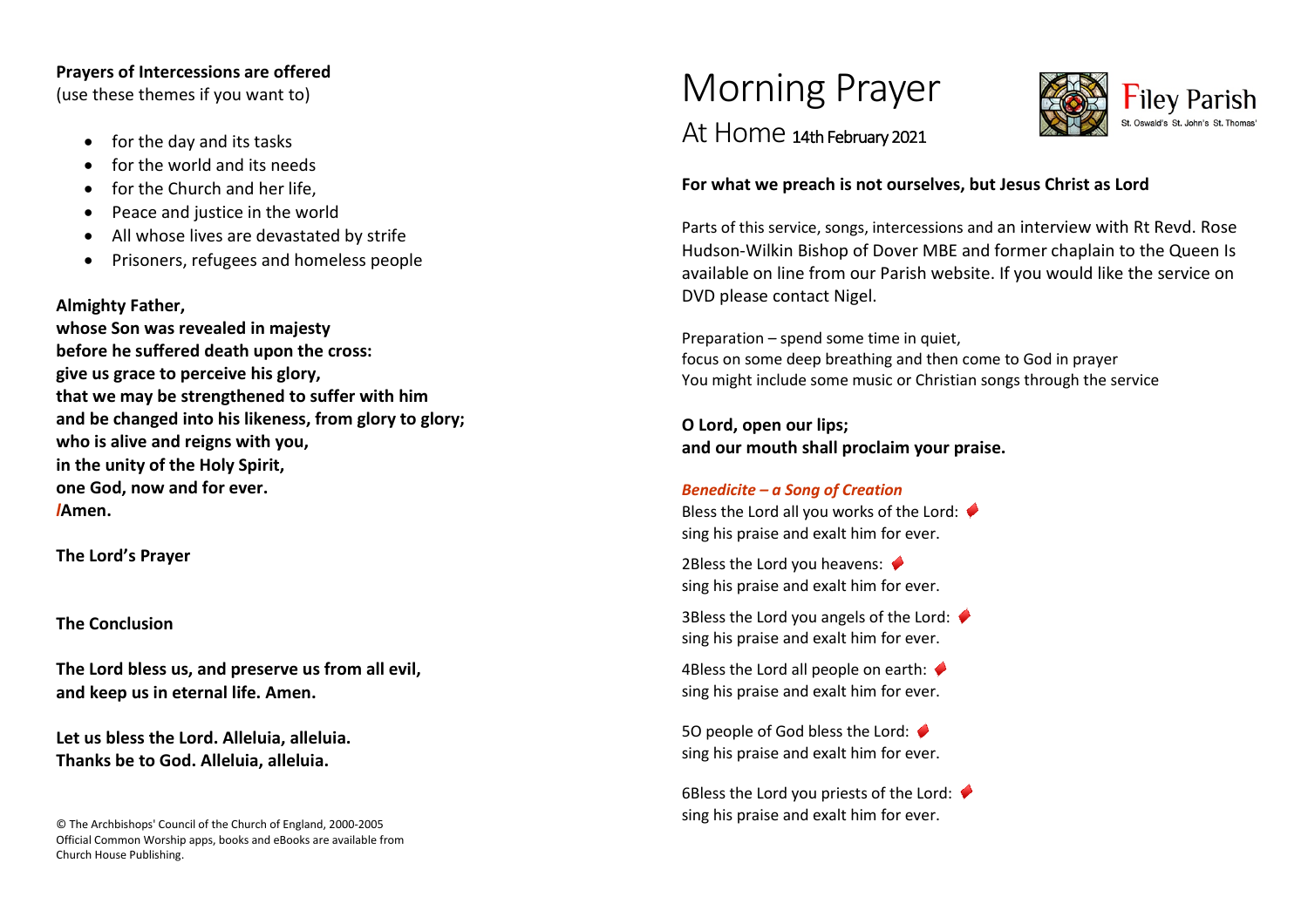**Prayers of Intercessions are offered**
(use these themes if you want to)

- for the day and its tasks
- for the world and its needs
- for the Church and her life,
- Peace and justice in the world
- All whose lives are devastated by strife
- Prisoners, refugees and homeless people

**Almighty Father,**
**whose Son was revealed in majesty**
**before he suffered death upon the cross:**
**give us grace to perceive his glory,**
**that we may be strengthened to suffer with him**
**and be changed into his likeness, from glory to glory;**
**who is alive and reigns with you,**
**in the unity of the Holy Spirit,**
**one God, now and for ever.**
***/*Amen.**

**The Lord's Prayer**

**The Conclusion**

**The Lord bless us, and preserve us from all evil,**
**and keep us in eternal life. Amen.**

**Let us bless the Lord. Alleluia, alleluia.**
**Thanks be to God. Alleluia, alleluia.**

© The Archbishops' Council of the Church of England, 2000-2005
Official Common Worship apps, books and eBooks are available from Church House Publishing.

# Morning Prayer

## At Home 14th February 2021

Filey Parish
St. Oswald's St. John's St. Thomas'

**For what we preach is not ourselves, but Jesus Christ as Lord**

Parts of this service, songs, intercessions and an interview with Rt Revd. Rose Hudson-Wilkin Bishop of Dover MBE and former chaplain to the Queen Is available on line from our Parish website. If you would like the service on DVD please contact Nigel.

Preparation – spend some time in quiet,
focus on some deep breathing and then come to God in prayer
You might include some music or Christian songs through the service

**O Lord, open our lips;**
**and our mouth shall proclaim your praise.**

***Benedicite – a Song of Creation***

Bless the Lord all you works of the Lord: ♦
sing his praise and exalt him for ever.

2Bless the Lord you heavens: ♦
sing his praise and exalt him for ever.

3Bless the Lord you angels of the Lord: ♦
sing his praise and exalt him for ever.

4Bless the Lord all people on earth: ♦
sing his praise and exalt him for ever.

5O people of God bless the Lord: ♦
sing his praise and exalt him for ever.

6Bless the Lord you priests of the Lord: ♦
sing his praise and exalt him for ever.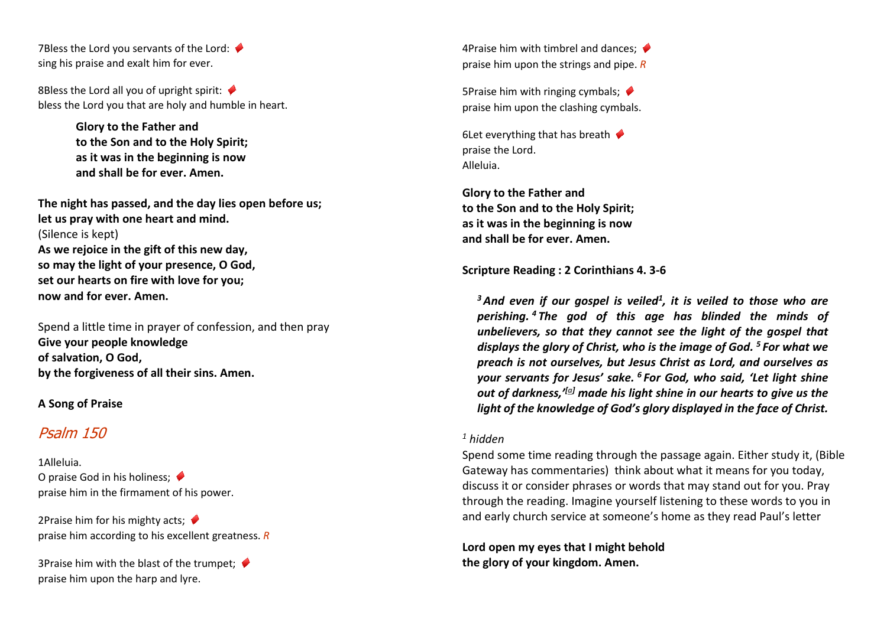7Bless the Lord you servants of the Lord: 
sing his praise and exalt him for ever.

8Bless the Lord all you of upright spirit: 
bless the Lord you that are holy and humble in heart.

**Glory to the Father and**
**to the Son and to the Holy Spirit;**
**as it was in the beginning is now**
**and shall be for ever. Amen.**

**The night has passed, and the day lies open before us;**
**let us pray with one heart and mind.**
(Silence is kept)
**As we rejoice in the gift of this new day,**
**so may the light of your presence, O God,**
**set our hearts on fire with love for you;**
**now and for ever. Amen.**

Spend a little time in prayer of confession, and then pray
**Give your people knowledge**
**of salvation, O God,**
**by the forgiveness of all their sins. Amen.**

**A Song of Praise**

## *Psalm 150*

1Alleluia.
O praise God in his holiness; 
praise him in the firmament of his power.

2Praise him for his mighty acts; 
praise him according to his excellent greatness. *R*

3Praise him with the blast of the trumpet; 
praise him upon the harp and lyre.

4Praise him with timbrel and dances; 
praise him upon the strings and pipe. *R*

5Praise him with ringing cymbals; 
praise him upon the clashing cymbals.

6Let everything that has breath 
praise the Lord.
Alleluia.

**Glory to the Father and**
**to the Son and to the Holy Spirit;**
**as it was in the beginning is now**
**and shall be for ever. Amen.**

**Scripture Reading : 2 Corinthians 4. 3-6**

***[3] And even if our gospel is veiled[1], it is veiled to those who are perishing. [4] The god of this age has blinded the minds of unbelievers, so that they cannot see the light of the gospel that displays the glory of Christ, who is the image of God. [5] For what we preach is not ourselves, but Jesus Christ as Lord, and ourselves as your servants for Jesus' sake. [6] For God, who said, 'Let light shine out of darkness,'[a] made his light shine in our hearts to give us the light of the knowledge of God's glory displayed in the face of Christ.***

*[1] hidden*

Spend some time reading through the passage again. Either study it, (Bible Gateway has commentaries) think about what it means for you today, discuss it or consider phrases or words that may stand out for you. Pray through the reading. Imagine yourself listening to these words to you in and early church service at someone's home as they read Paul's letter

**Lord open my eyes that I might behold**
**the glory of your kingdom. Amen.**